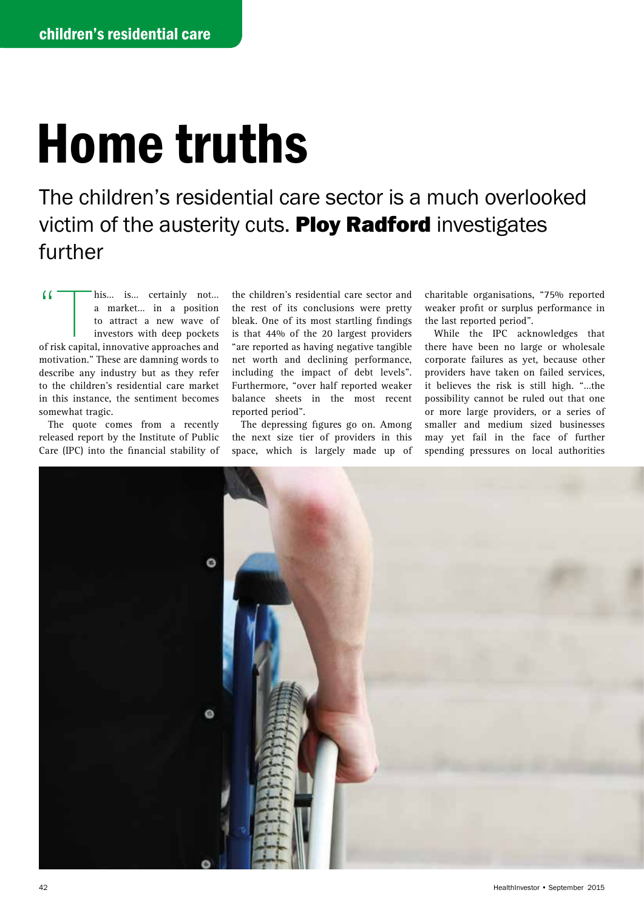children's residential care

# Home truths

The children's residential care sector is a much overlooked victim of the austerity cuts. **Ploy Radford** investigates further

"This... is... certainly not... a market... in a position to attract a new wave of investors with deep pockets of risk capital, innovative approaches and motivation." These are damning words to describe any industry but as they refer to the children's residential care market in this instance, the sentiment becomes somewhat tragic.

The quote comes from a recently released report by the Institute of Public Care (IPC) into the financial stability of the children's residential care sector and the rest of its conclusions were pretty bleak. One of its most startling findings is that 44% of the 20 largest providers "are reported as having negative tangible net worth and declining performance, including the impact of debt levels". Furthermore, "over half reported weaker balance sheets in the most recent reported period".

The depressing figures go on. Among the next size tier of providers in this space, which is largely made up of charitable organisations, "75% reported weaker profit or surplus performance in the last reported period".

While the IPC acknowledges that there have been no large or wholesale corporate failures as yet, because other providers have taken on failed services, it believes the risk is still high. "...the possibility cannot be ruled out that one or more large providers, or a series of smaller and medium sized businesses may yet fail in the face of further spending pressures on local authorities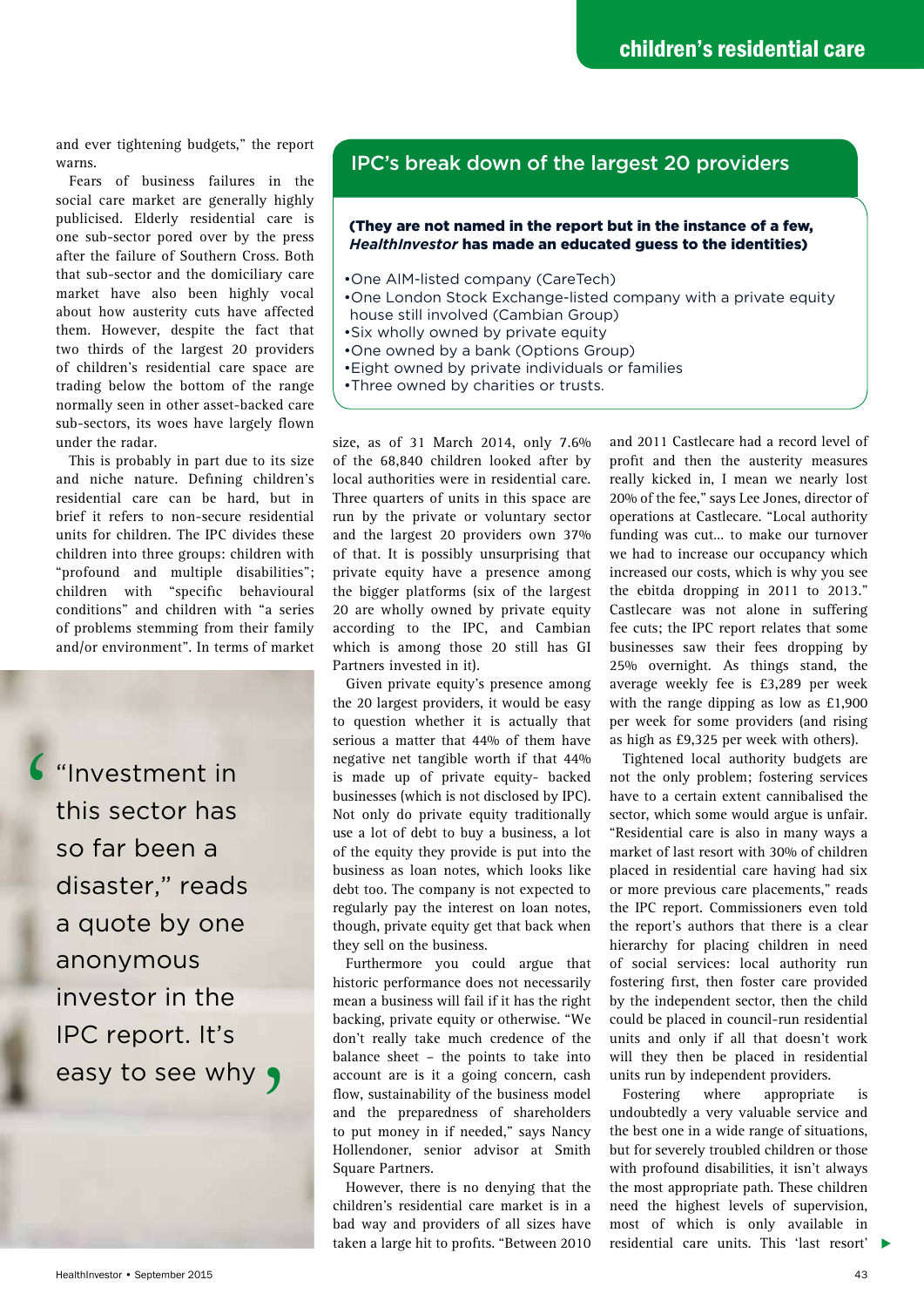and ever tightening budgets," the report warns.

Fears of business failures in the social care market are generally highly publicised. Elderly residential care is one sub-sector pored over by the press after the failure of Southern Cross. Both that sub-sector and the domiciliary care market have also been highly vocal about how austerity cuts have affected them. However, despite the fact that two thirds of the largest 20 providers of children's residential care space are trading below the bottom of the range normally seen in other asset-backed care sub-sectors, its woes have largely flown under the radar.

This is probably in part due to its size and niche nature. Defining children's residential care can be hard, but in brief it refers to non-secure residential units for children. The IPC divides these children into three groups: children with "profound and multiple disabilities"; children with "specific behavioural conditions" and children with "a series of problems stemming from their family and/or environment". In terms of market size, as of 31 March 2014, only 7.6% of the 68,840 children looked after by local authorities were in residential care. Three quarters of units in this space are run by the private or voluntary sector and the largest 20 providers own 37% of that. It is possibly unsurprising that private equity have a presence among the bigger platforms (six of the largest 20 are wholly owned by private equity according to the IPC, and Cambian which is among those 20 still has GI Partners invested in it).

> "Investment in this sector has so far been a disaster," reads a quote by one anonymous investor in the IPC report. It's easy to see why

## IPC's break down of the largest 20 providers

**(They are not named in the report but in the instance of a few, *HealthInvestor* has made an educated guess to the identities)**

- One AIM-listed company (CareTech)
- One London Stock Exchange-listed company with a private equity house still involved (Cambian Group)
- Six wholly owned by private equity
- One owned by a bank (Options Group)
- Eight owned by private individuals or families
- Three owned by charities or trusts.

Given private equity's presence among the 20 largest providers, it would be easy to question whether it is actually that serious a matter that 44% of them have negative net tangible worth if that 44% is made up of private equity- backed businesses (which is not disclosed by IPC). Not only do private equity traditionally use a lot of debt to buy a business, a lot of the equity they provide is put into the business as loan notes, which looks like debt too. The company is not expected to regularly pay the interest on loan notes, though, private equity get that back when they sell on the business.

Furthermore you could argue that historic performance does not necessarily mean a business will fail if it has the right backing, private equity or otherwise. "We don't really take much credence of the balance sheet – the points to take into account are is it a going concern, cash flow, sustainability of the business model and the preparedness of shareholders to put money in if needed," says Nancy Hollendoner, senior advisor at Smith Square Partners.

However, there is no denying that the children's residential care market is in a bad way and providers of all sizes have taken a large hit to profits. "Between 2010 and 2011 Castlecare had a record level of profit and then the austerity measures really kicked in, I mean we nearly lost 20% of the fee," says Lee Jones, director of operations at Castlecare. "Local authority funding was cut… to make our turnover we had to increase our occupancy which increased our costs, which is why you see the ebitda dropping in 2011 to 2013." Castlecare was not alone in suffering fee cuts; the IPC report relates that some businesses saw their fees dropping by 25% overnight. As things stand, the average weekly fee is £3,289 per week with the range dipping as low as £1,900 per week for some providers (and rising as high as £9,325 per week with others).

Tightened local authority budgets are not the only problem; fostering services have to a certain extent cannibalised the sector, which some would argue is unfair. "Residential care is also in many ways a market of last resort with 30% of children placed in residential care having had six or more previous care placements," reads the IPC report. Commissioners even told the report's authors that there is a clear hierarchy for placing children in need of social services: local authority run fostering first, then foster care provided by the independent sector, then the child could be placed in council-run residential units and only if all that doesn't work will they then be placed in residential units run by independent providers.

Fostering where appropriate is undoubtedly a very valuable service and the best one in a wide range of situations, but for severely troubled children or those with profound disabilities, it isn't always the most appropriate path. These children need the highest levels of supervision, most of which is only available in residential care units. This 'last resort'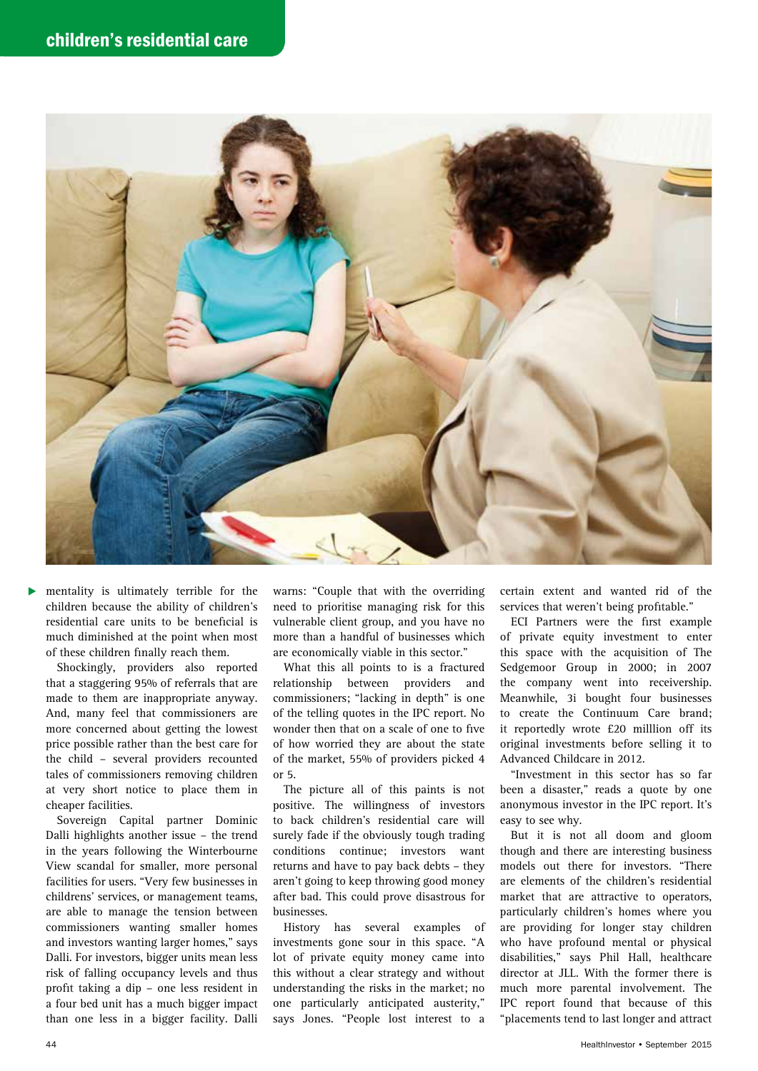mentality is ultimately terrible for the children because the ability of children's residential care units to be beneficial is much diminished at the point when most of these children finally reach them.

Shockingly, providers also reported that a staggering 95% of referrals that are made to them are inappropriate anyway. And, many feel that commissioners are more concerned about getting the lowest price possible rather than the best care for the child – several providers recounted tales of commissioners removing children at very short notice to place them in cheaper facilities.

Sovereign Capital partner Dominic Dalli highlights another issue – the trend in the years following the Winterbourne View scandal for smaller, more personal facilities for users. "Very few businesses in childrens' services, or management teams, are able to manage the tension between commissioners wanting smaller homes and investors wanting larger homes," says Dalli. For investors, bigger units mean less risk of falling occupancy levels and thus profit taking a dip – one less resident in a four bed unit has a much bigger impact than one less in a bigger facility. Dalli warns: "Couple that with the overriding need to prioritise managing risk for this vulnerable client group, and you have no more than a handful of businesses which are economically viable in this sector."

What this all points to is a fractured relationship between providers and commissioners; "lacking in depth" is one of the telling quotes in the IPC report. No wonder then that on a scale of one to five of how worried they are about the state of the market, 55% of providers picked 4 or 5.

The picture all of this paints is not positive. The willingness of investors to back children's residential care will surely fade if the obviously tough trading conditions continue; investors want returns and have to pay back debts – they aren't going to keep throwing good money after bad. This could prove disastrous for businesses.

History has several examples of investments gone sour in this space. "A lot of private equity money came into this without a clear strategy and without understanding the risks in the market; no one particularly anticipated austerity," says Jones. "People lost interest to a certain extent and wanted rid of the services that weren't being profitable."

ECI Partners were the first example of private equity investment to enter this space with the acquisition of The Sedgemoor Group in 2000; in 2007 the company went into receivership. Meanwhile, 3i bought four businesses to create the Continuum Care brand; it reportedly wrote £20 milllion off its original investments before selling it to Advanced Childcare in 2012.

"Investment in this sector has so far been a disaster," reads a quote by one anonymous investor in the IPC report. It's easy to see why.

But it is not all doom and gloom though and there are interesting business models out there for investors. "There are elements of the children's residential market that are attractive to operators, particularly children's homes where you are providing for longer stay children who have profound mental or physical disabilities," says Phil Hall, healthcare director at JLL. With the former there is much more parental involvement. The IPC report found that because of this "placements tend to last longer and attract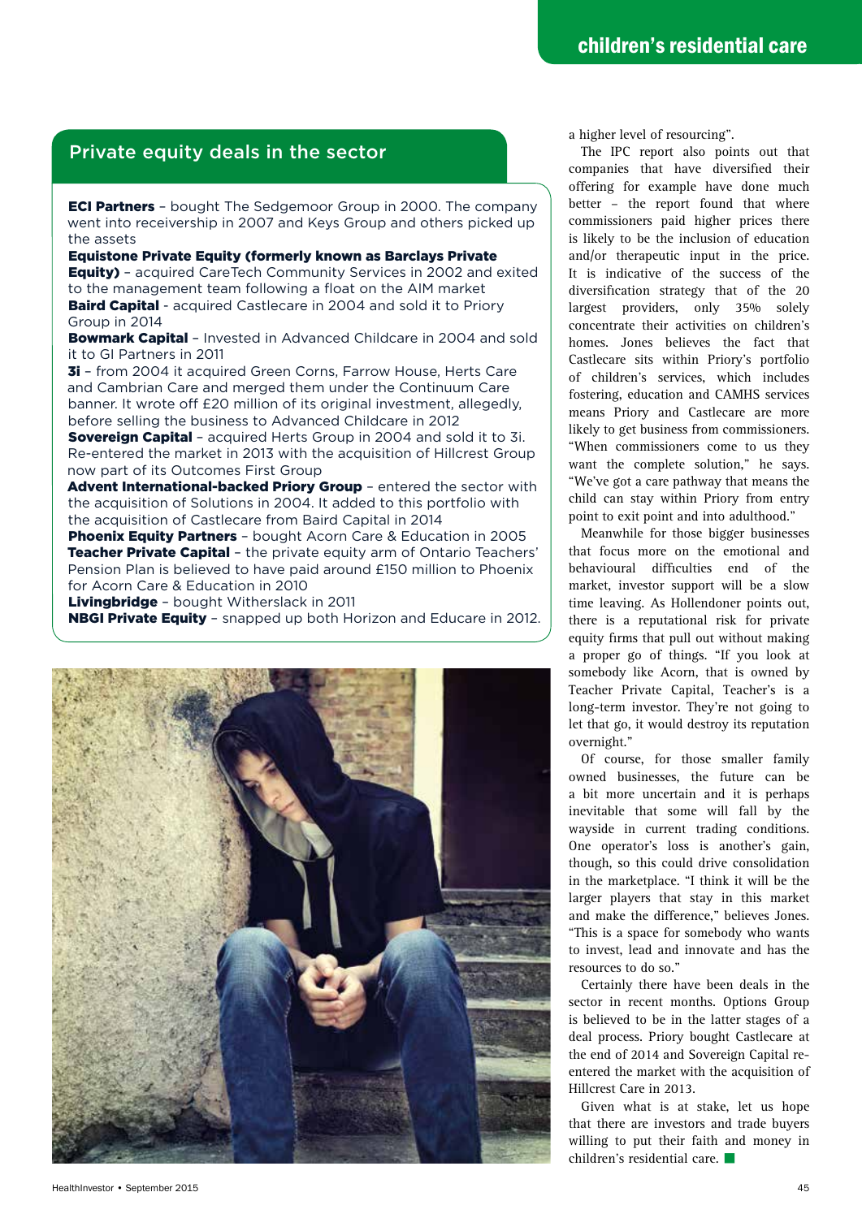## Private equity deals in the sector

**ECI Partners** – bought The Sedgemoor Group in 2000. The company went into receivership in 2007 and Keys Group and others picked up the assets
**Equistone Private Equity (formerly known as Barclays Private Equity)** – acquired CareTech Community Services in 2002 and exited to the management team following a float on the AIM market
**Baird Capital** - acquired Castlecare in 2004 and sold it to Priory Group in 2014
**Bowmark Capital** – Invested in Advanced Childcare in 2004 and sold it to GI Partners in 2011
**3i** – from 2004 it acquired Green Corns, Farrow House, Herts Care and Cambrian Care and merged them under the Continuum Care banner. It wrote off £20 million of its original investment, allegedly, before selling the business to Advanced Childcare in 2012
**Sovereign Capital** – acquired Herts Group in 2004 and sold it to 3i. Re-entered the market in 2013 with the acquisition of Hillcrest Group now part of its Outcomes First Group
**Advent International-backed Priory Group** – entered the sector with the acquisition of Solutions in 2004. It added to this portfolio with the acquisition of Castlecare from Baird Capital in 2014
**Phoenix Equity Partners** – bought Acorn Care & Education in 2005
**Teacher Private Capital** – the private equity arm of Ontario Teachers' Pension Plan is believed to have paid around £150 million to Phoenix for Acorn Care & Education in 2010
**Livingbridge** – bought Witherslack in 2011
**NBGI Private Equity** – snapped up both Horizon and Educare in 2012.

a higher level of resourcing".

The IPC report also points out that companies that have diversified their offering for example have done much better – the report found that where commissioners paid higher prices there is likely to be the inclusion of education and/or therapeutic input in the price. It is indicative of the success of the diversification strategy that of the 20 largest providers, only 35% solely concentrate their activities on children's homes. Jones believes the fact that Castlecare sits within Priory's portfolio of children's services, which includes fostering, education and CAMHS services means Priory and Castlecare are more likely to get business from commissioners. "When commissioners come to us they want the complete solution," he says. "We've got a care pathway that means the child can stay within Priory from entry point to exit point and into adulthood."

Meanwhile for those bigger businesses that focus more on the emotional and behavioural difficulties end of the market, investor support will be a slow time leaving. As Hollendoner points out, there is a reputational risk for private equity firms that pull out without making a proper go of things. "If you look at somebody like Acorn, that is owned by Teacher Private Capital, Teacher's is a long-term investor. They're not going to let that go, it would destroy its reputation overnight."

Of course, for those smaller family owned businesses, the future can be a bit more uncertain and it is perhaps inevitable that some will fall by the wayside in current trading conditions. One operator's loss is another's gain, though, so this could drive consolidation in the marketplace. "I think it will be the larger players that stay in this market and make the difference," believes Jones. "This is a space for somebody who wants to invest, lead and innovate and has the resources to do so."

Certainly there have been deals in the sector in recent months. Options Group is believed to be in the latter stages of a deal process. Priory bought Castlecare at the end of 2014 and Sovereign Capital re-entered the market with the acquisition of Hillcrest Care in 2013.

Given what is at stake, let us hope that there are investors and trade buyers willing to put their faith and money in children's residential care. ■